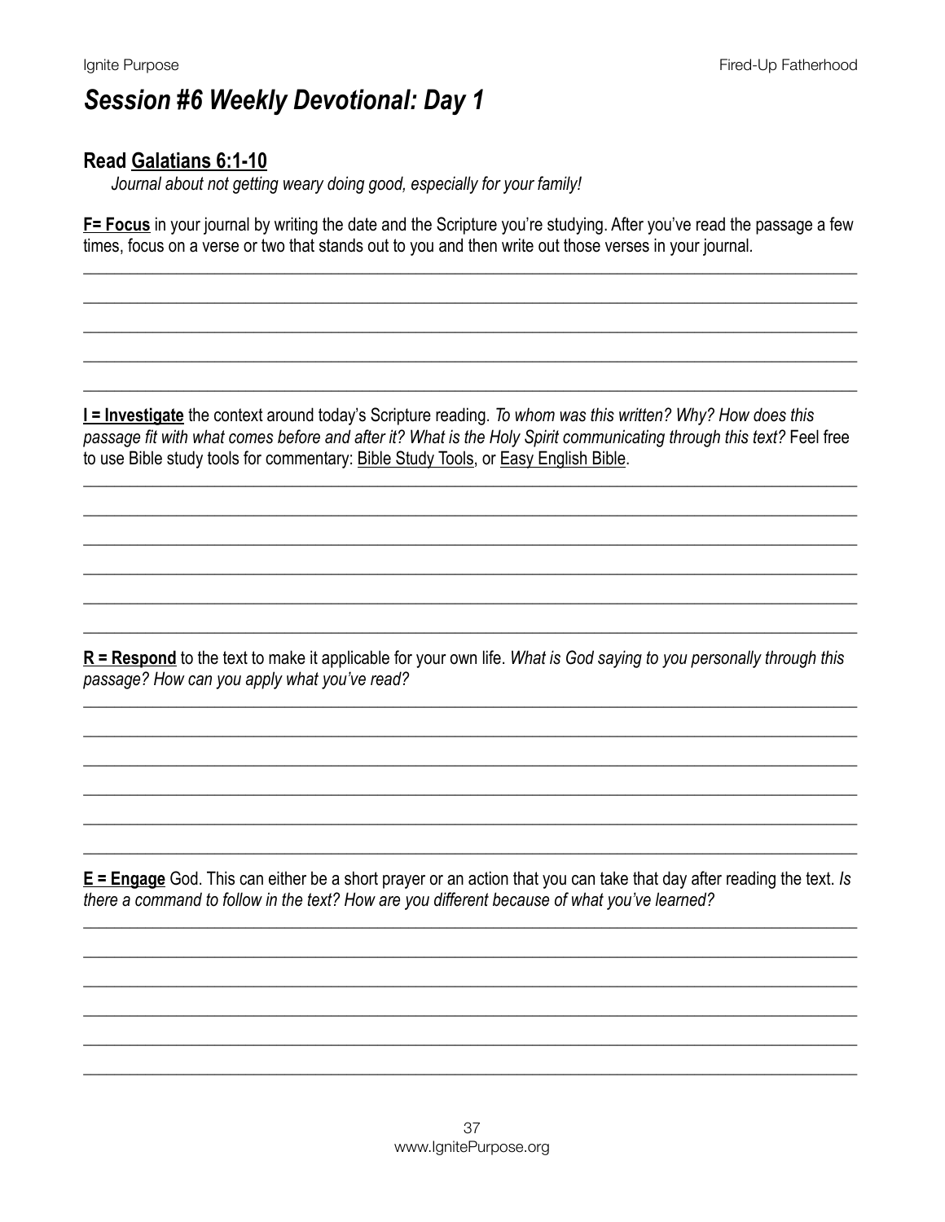# *Session #6 Weekly Devotional: Day 1*

## Read Galatians 6:1-10

*Journal about not getting weary doing good, especially for your family!*

**F= Focus** in your journal by writing the date and the Scripture you're studying. After you've read the passage a few times, focus on a verse or two that stands out to you and then write out those verses in your journal.

**I = Investigate** the context around today's Scripture reading. *To whom was this written? Why? How does this passage fit with what comes before and after it? What is the Holy Spirit communicating through this text?* Feel free to use Bible study tools for commentary: Bible Study Tools, or Easy English Bible.

**R = Respond** to the text to make it applicable for your own life. *What is God saying to you personally through this passage? How can you apply what you've read?*

**E = Engage** God. This can either be a short prayer or an action that you can take that day after reading the text. *Is there a command to follow in the text? How are you different because of what you've learned?*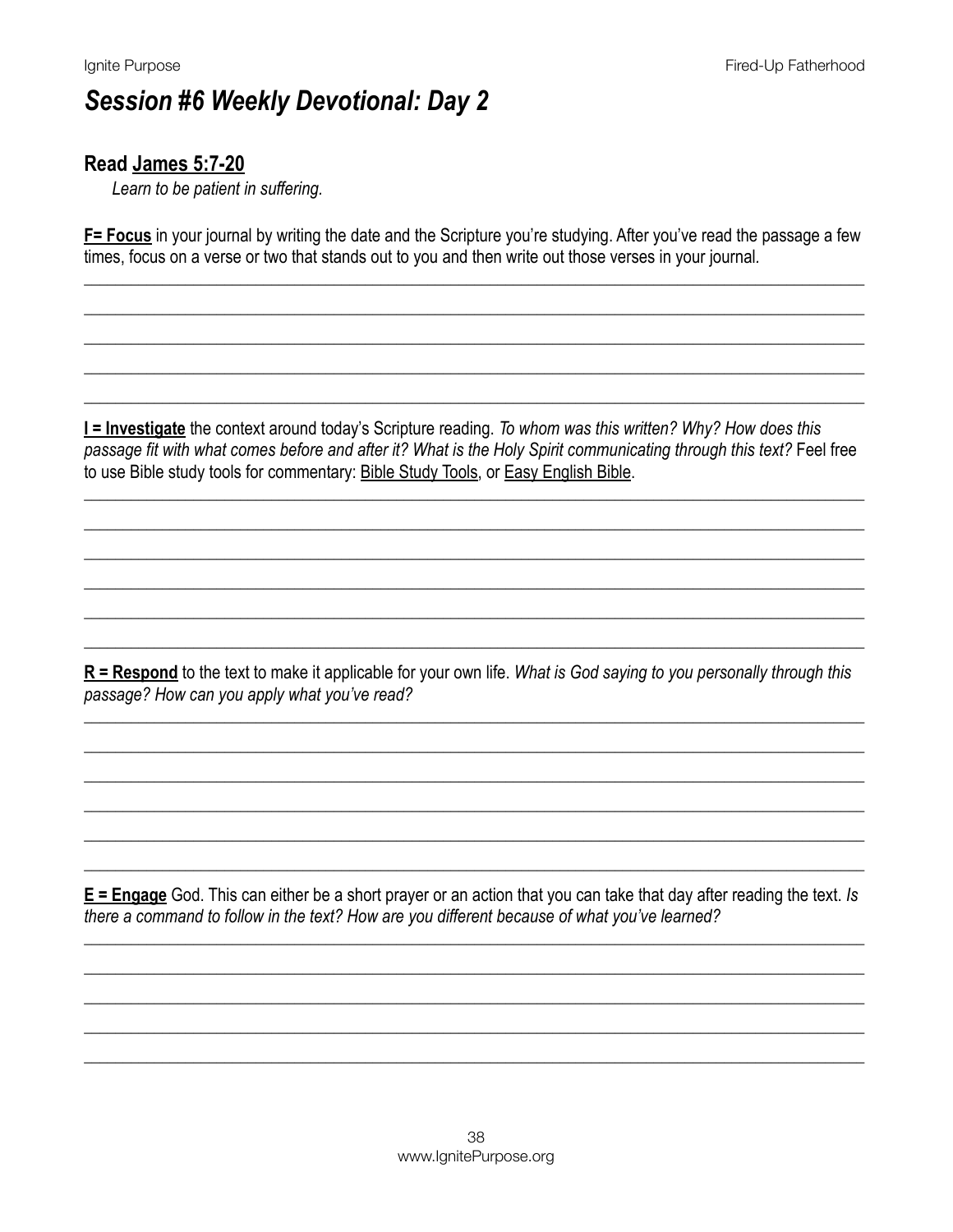# *Session #6 Weekly Devotional: Day 2*

### Read James 5:7-20

*Learn to be patient in suffering.*

**F= Focus** in your journal by writing the date and the Scripture you're studying. After you've read the passage a few times, focus on a verse or two that stands out to you and then write out those verses in your journal.

**I = Investigate** the context around today's Scripture reading. *To whom was this written? Why? How does this passage fit with what comes before and after it? What is the Holy Spirit communicating through this text?* Feel free to use Bible study tools for commentary: Bible Study Tools, or Easy English Bible.

**R = Respond** to the text to make it applicable for your own life. *What is God saying to you personally through this passage? How can you apply what you've read?*

**E = Engage** God. This can either be a short prayer or an action that you can take that day after reading the text. *Is there a command to follow in the text? How are you different because of what you've learned?*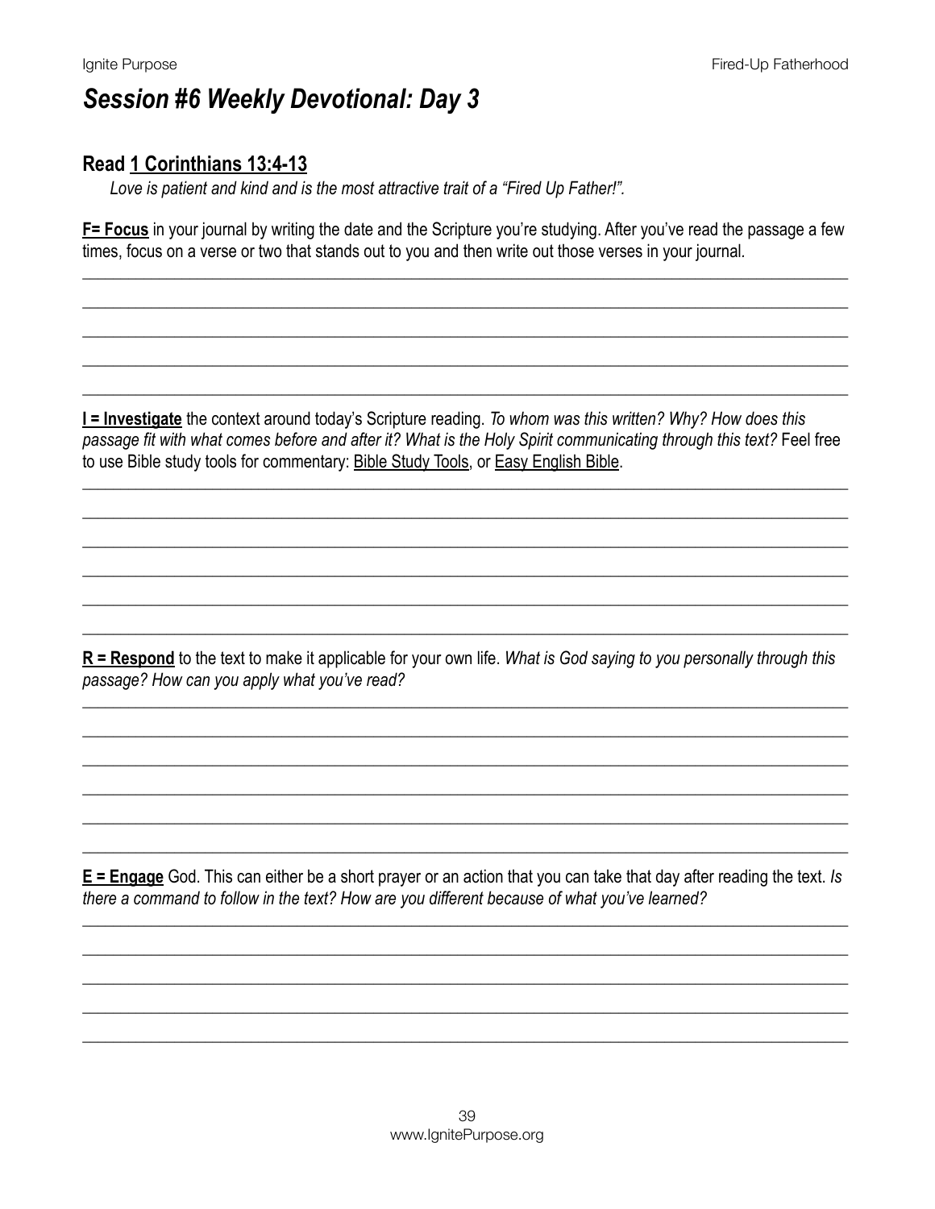# *Session #6 Weekly Devotional: Day 3*

## Read 1 Corinthians 13:4-13

*Love is patient and kind and is the most attractive trait of a "Fired Up Father!".*

**F= Focus** in your journal by writing the date and the Scripture you're studying. After you've read the passage a few times, focus on a verse or two that stands out to you and then write out those verses in your journal.

______________________________________________________________________________

______________________________________________________________________________

______________________________________________________________________________

______________________________________________________________________________

______________________________________________________________________________

**I = Investigate** the context around today's Scripture reading. *To whom was this written? Why? How does this passage fit with what comes before and after it? What is the Holy Spirit communicating through this text?* Feel free to use Bible study tools for commentary: Bible Study Tools, or Easy English Bible.

______________________________________________________________________________

______________________________________________________________________________

______________________________________________________________________________

______________________________________________________________________________

______________________________________________________________________________

______________________________________________________________________________

**R = Respond** to the text to make it applicable for your own life. *What is God saying to you personally through this passage? How can you apply what you've read?*

______________________________________________________________________________

______________________________________________________________________________

______________________________________________________________________________

______________________________________________________________________________

______________________________________________________________________________

______________________________________________________________________________

**E = Engage** God. This can either be a short prayer or an action that you can take that day after reading the text. *Is there a command to follow in the text? How are you different because of what you've learned?*

______________________________________________________________________________

______________________________________________________________________________

______________________________________________________________________________

______________________________________________________________________________

______________________________________________________________________________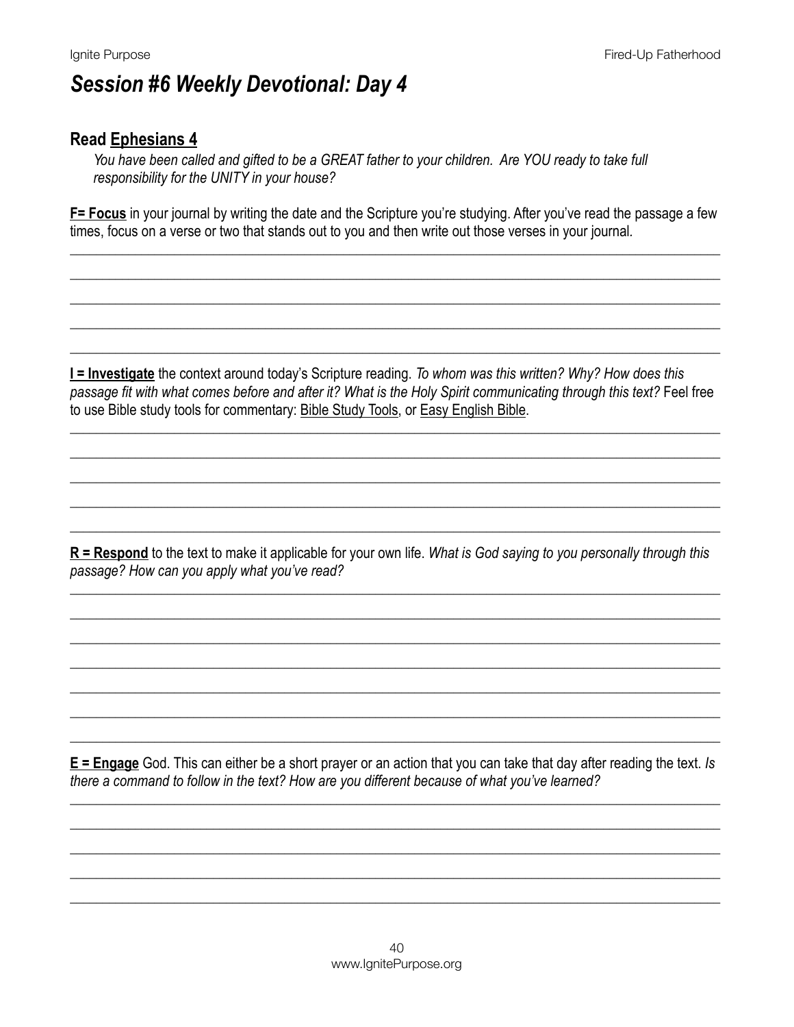# *Session #6 Weekly Devotional: Day 4*

### Read Ephesians 4

*You have been called and gifted to be a GREAT father to your children. Are YOU ready to take full responsibility for the UNITY in your house?*

**F= Focus** in your journal by writing the date and the Scripture you're studying. After you've read the passage a few times, focus on a verse or two that stands out to you and then write out those verses in your journal.

______________________________________________________________________

______________________________________________________________________

______________________________________________________________________

______________________________________________________________________

______________________________________________________________________

**I = Investigate** the context around today's Scripture reading. *To whom was this written? Why? How does this passage fit with what comes before and after it? What is the Holy Spirit communicating through this text?* Feel free to use Bible study tools for commentary: Bible Study Tools, or Easy English Bible.

______________________________________________________________________

______________________________________________________________________

______________________________________________________________________

______________________________________________________________________

______________________________________________________________________

**R = Respond** to the text to make it applicable for your own life. *What is God saying to you personally through this passage? How can you apply what you've read?*

______________________________________________________________________

______________________________________________________________________

______________________________________________________________________

______________________________________________________________________

______________________________________________________________________

______________________________________________________________________

______________________________________________________________________

**E = Engage** God. This can either be a short prayer or an action that you can take that day after reading the text. *Is there a command to follow in the text? How are you different because of what you've learned?*

______________________________________________________________________

______________________________________________________________________

______________________________________________________________________

______________________________________________________________________

______________________________________________________________________